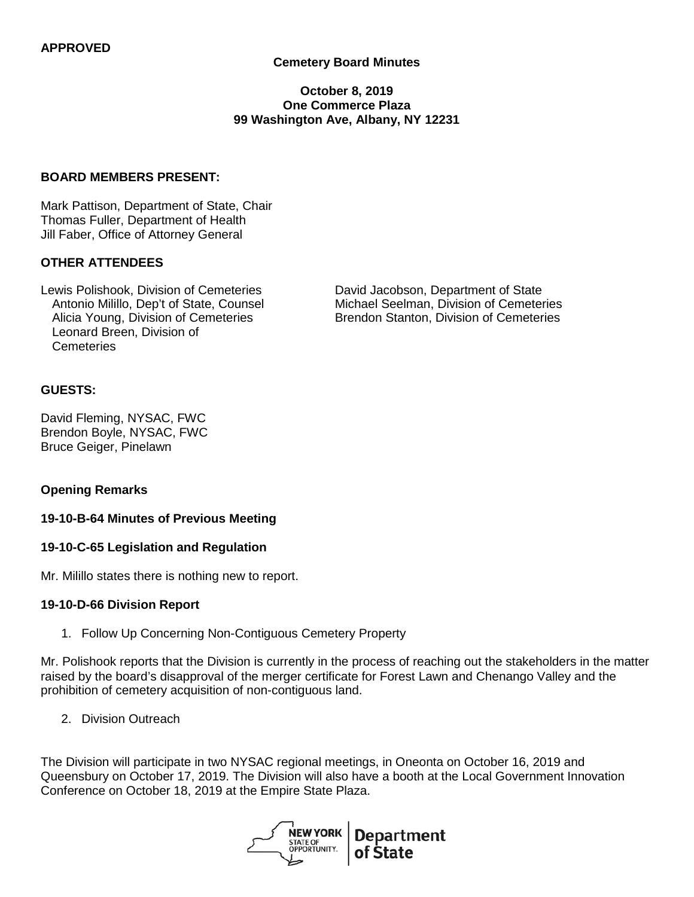**APPROVED**

**Cemetery Board Minutes**

**October 8, 2019**
**One Commerce Plaza**
**99 Washington Ave, Albany, NY 12231**

**BOARD MEMBERS PRESENT:**

Mark Pattison, Department of State, Chair
Thomas Fuller, Department of Health
Jill Faber, Office of Attorney General

**OTHER ATTENDEES**

Lewis Polishook, Division of Cemeteries
Antonio Milillo, Dep't of State, Counsel
Alicia Young, Division of Cemeteries
Leonard Breen, Division of Cemeteries
David Jacobson, Department of State
Michael Seelman, Division of Cemeteries
Brendon Stanton, Division of Cemeteries

**GUESTS:**

David Fleming, NYSAC, FWC
Brendon Boyle, NYSAC, FWC
Bruce Geiger, Pinelawn

**Opening Remarks**

**19-10-B-64 Minutes of Previous Meeting**

**19-10-C-65 Legislation and Regulation**

Mr. Milillo states there is nothing new to report.

**19-10-D-66 Division Report**

1. Follow Up Concerning Non-Contiguous Cemetery Property

Mr. Polishook reports that the Division is currently in the process of reaching out the stakeholders in the matter raised by the board's disapproval of the merger certificate for Forest Lawn and Chenango Valley and the prohibition of cemetery acquisition of non-contiguous land.

2. Division Outreach

The Division will participate in two NYSAC regional meetings, in Oneonta on October 16, 2019 and Queensbury on October 17, 2019. The Division will also have a booth at the Local Government Innovation Conference on October 18, 2019 at the Empire State Plaza.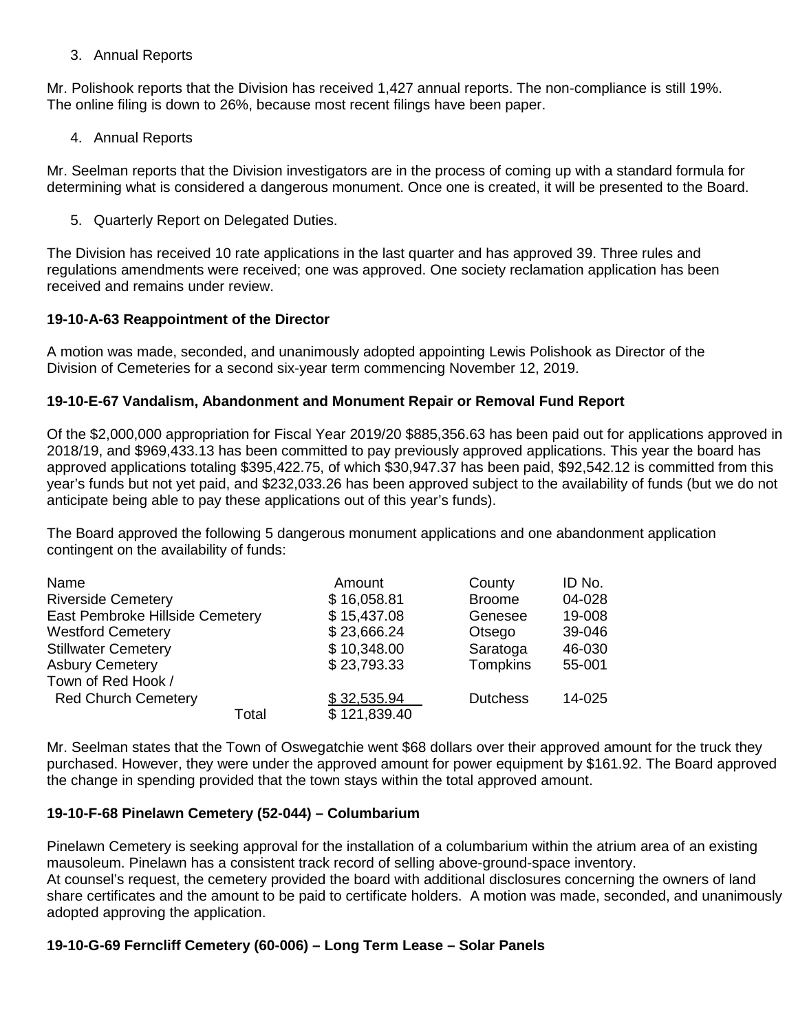3. Annual Reports

Mr. Polishook reports that the Division has received 1,427 annual reports. The non-compliance is still 19%. The online filing is down to 26%, because most recent filings have been paper.

4. Annual Reports

Mr. Seelman reports that the Division investigators are in the process of coming up with a standard formula for determining what is considered a dangerous monument. Once one is created, it will be presented to the Board.

5. Quarterly Report on Delegated Duties.

The Division has received 10 rate applications in the last quarter and has approved 39. Three rules and regulations amendments were received; one was approved. One society reclamation application has been received and remains under review.

**19-10-A-63 Reappointment of the Director**

A motion was made, seconded, and unanimously adopted appointing Lewis Polishook as Director of the Division of Cemeteries for a second six-year term commencing November 12, 2019.

**19-10-E-67 Vandalism, Abandonment and Monument Repair or Removal Fund Report**

Of the $2,000,000 appropriation for Fiscal Year 2019/20 $885,356.63 has been paid out for applications approved in 2018/19, and $969,433.13 has been committed to pay previously approved applications. This year the board has approved applications totaling $395,422.75, of which $30,947.37 has been paid, $92,542.12 is committed from this year's funds but not yet paid, and $232,033.26 has been approved subject to the availability of funds (but we do not anticipate being able to pay these applications out of this year's funds).

The Board approved the following 5 dangerous monument applications and one abandonment application contingent on the availability of funds:

| Name | Amount | County | ID No. |
|---|---|---|---|
| Riverside Cemetery | $ 16,058.81 | Broome | 04-028 |
| East Pembroke Hillside Cemetery | $ 15,437.08 | Genesee | 19-008 |
| Westford Cemetery | $ 23,666.24 | Otsego | 39-046 |
| Stillwater Cemetery | $ 10,348.00 | Saratoga | 46-030 |
| Asbury Cemetery | $ 23,793.33 | Tompkins | 55-001 |
| Town of Red Hook / Red Church Cemetery | $ 32,535.94 | Dutchess | 14-025 |
| Total | $ 121,839.40 | | |

Mr. Seelman states that the Town of Oswegatchie went $68 dollars over their approved amount for the truck they purchased. However, they were under the approved amount for power equipment by $161.92. The Board approved the change in spending provided that the town stays within the total approved amount.

**19-10-F-68 Pinelawn Cemetery (52-044) – Columbarium**

Pinelawn Cemetery is seeking approval for the installation of a columbarium within the atrium area of an existing mausoleum. Pinelawn has a consistent track record of selling above-ground-space inventory.
At counsel's request, the cemetery provided the board with additional disclosures concerning the owners of land share certificates and the amount to be paid to certificate holders. A motion was made, seconded, and unanimously adopted approving the application.

**19-10-G-69 Ferncliff Cemetery (60-006) – Long Term Lease – Solar Panels**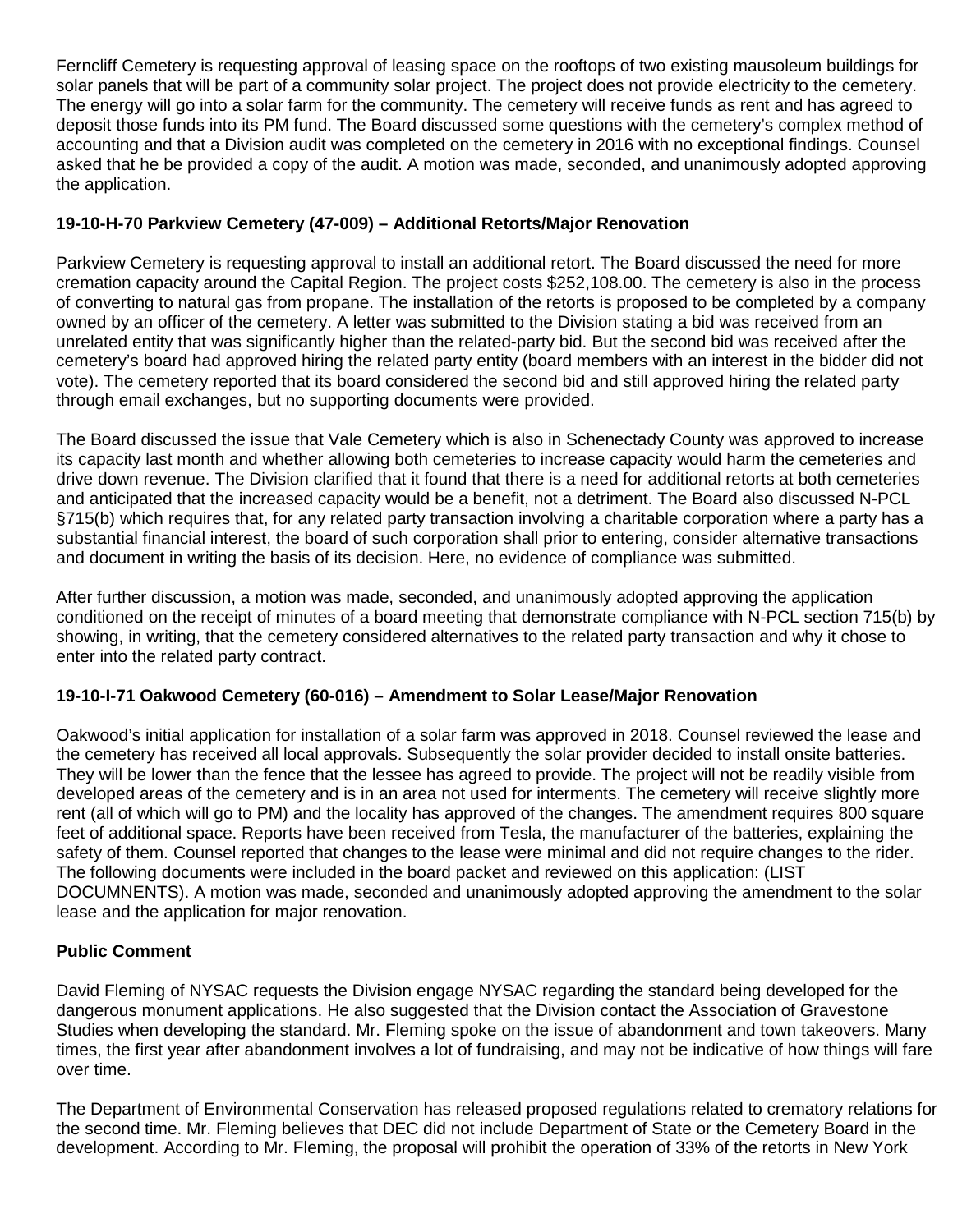Ferncliff Cemetery is requesting approval of leasing space on the rooftops of two existing mausoleum buildings for solar panels that will be part of a community solar project. The project does not provide electricity to the cemetery. The energy will go into a solar farm for the community. The cemetery will receive funds as rent and has agreed to deposit those funds into its PM fund. The Board discussed some questions with the cemetery's complex method of accounting and that a Division audit was completed on the cemetery in 2016 with no exceptional findings. Counsel asked that he be provided a copy of the audit. A motion was made, seconded, and unanimously adopted approving the application.

**19-10-H-70 Parkview Cemetery (47-009) – Additional Retorts/Major Renovation**

Parkview Cemetery is requesting approval to install an additional retort. The Board discussed the need for more cremation capacity around the Capital Region. The project costs $252,108.00. The cemetery is also in the process of converting to natural gas from propane. The installation of the retorts is proposed to be completed by a company owned by an officer of the cemetery. A letter was submitted to the Division stating a bid was received from an unrelated entity that was significantly higher than the related-party bid. But the second bid was received after the cemetery's board had approved hiring the related party entity (board members with an interest in the bidder did not vote). The cemetery reported that its board considered the second bid and still approved hiring the related party through email exchanges, but no supporting documents were provided.

The Board discussed the issue that Vale Cemetery which is also in Schenectady County was approved to increase its capacity last month and whether allowing both cemeteries to increase capacity would harm the cemeteries and drive down revenue. The Division clarified that it found that there is a need for additional retorts at both cemeteries and anticipated that the increased capacity would be a benefit, not a detriment. The Board also discussed N-PCL §715(b) which requires that, for any related party transaction involving a charitable corporation where a party has a substantial financial interest, the board of such corporation shall prior to entering, consider alternative transactions and document in writing the basis of its decision. Here, no evidence of compliance was submitted.

After further discussion, a motion was made, seconded, and unanimously adopted approving the application conditioned on the receipt of minutes of a board meeting that demonstrate compliance with N-PCL section 715(b) by showing, in writing, that the cemetery considered alternatives to the related party transaction and why it chose to enter into the related party contract.

**19-10-I-71 Oakwood Cemetery (60-016) – Amendment to Solar Lease/Major Renovation**

Oakwood's initial application for installation of a solar farm was approved in 2018. Counsel reviewed the lease and the cemetery has received all local approvals. Subsequently the solar provider decided to install onsite batteries. They will be lower than the fence that the lessee has agreed to provide. The project will not be readily visible from developed areas of the cemetery and is in an area not used for interments. The cemetery will receive slightly more rent (all of which will go to PM) and the locality has approved of the changes. The amendment requires 800 square feet of additional space. Reports have been received from Tesla, the manufacturer of the batteries, explaining the safety of them. Counsel reported that changes to the lease were minimal and did not require changes to the rider. The following documents were included in the board packet and reviewed on this application: (LIST DOCUMNENTS). A motion was made, seconded and unanimously adopted approving the amendment to the solar lease and the application for major renovation.

**Public Comment**

David Fleming of NYSAC requests the Division engage NYSAC regarding the standard being developed for the dangerous monument applications. He also suggested that the Division contact the Association of Gravestone Studies when developing the standard. Mr. Fleming spoke on the issue of abandonment and town takeovers. Many times, the first year after abandonment involves a lot of fundraising, and may not be indicative of how things will fare over time.

The Department of Environmental Conservation has released proposed regulations related to crematory relations for the second time. Mr. Fleming believes that DEC did not include Department of State or the Cemetery Board in the development. According to Mr. Fleming, the proposal will prohibit the operation of 33% of the retorts in New York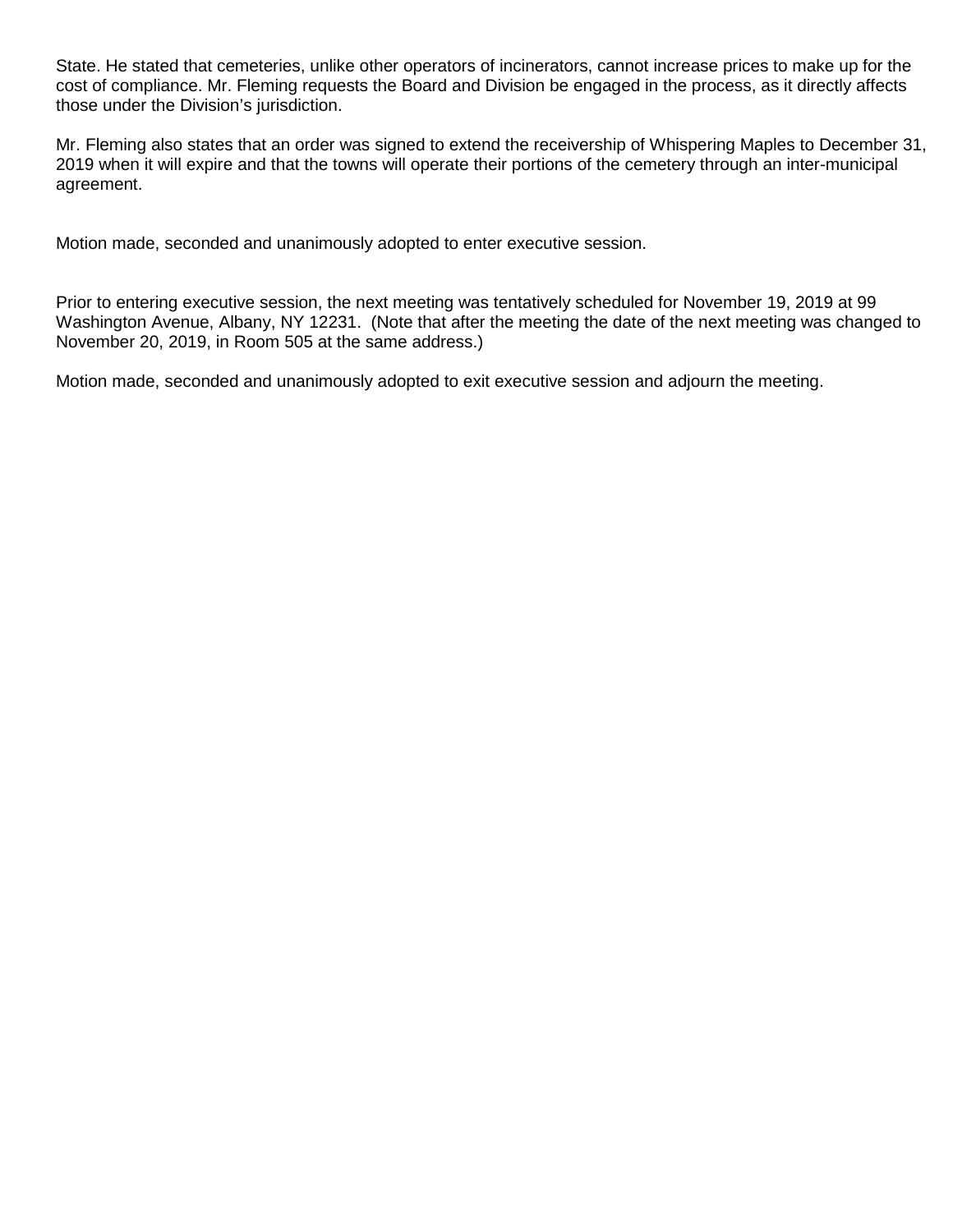State. He stated that cemeteries, unlike other operators of incinerators, cannot increase prices to make up for the cost of compliance. Mr. Fleming requests the Board and Division be engaged in the process, as it directly affects those under the Division's jurisdiction.

Mr. Fleming also states that an order was signed to extend the receivership of Whispering Maples to December 31, 2019 when it will expire and that the towns will operate their portions of the cemetery through an inter-municipal agreement.

Motion made, seconded and unanimously adopted to enter executive session.

Prior to entering executive session, the next meeting was tentatively scheduled for November 19, 2019 at 99 Washington Avenue, Albany, NY 12231. (Note that after the meeting the date of the next meeting was changed to November 20, 2019, in Room 505 at the same address.)

Motion made, seconded and unanimously adopted to exit executive session and adjourn the meeting.